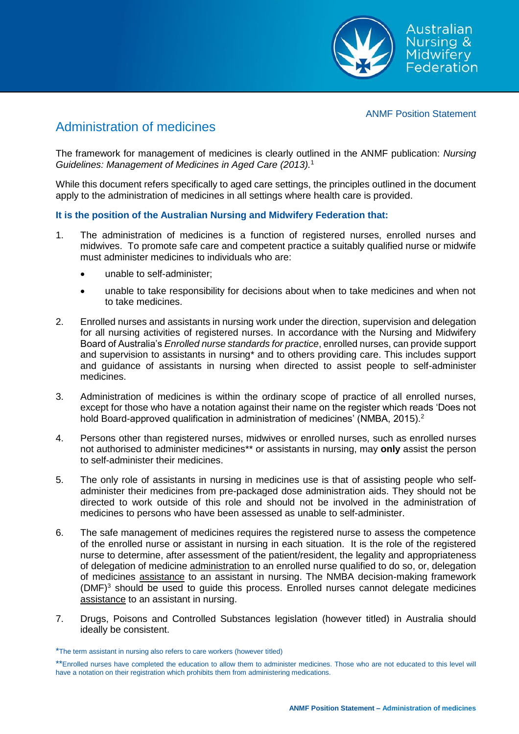ANMF Position Statement

# Administration of medicines

The framework for management of medicines is clearly outlined in the ANMF publication: *Nursing Guidelines: Management of Medicines in Aged Care (2013).*[1]

While this document refers specifically to aged care settings, the principles outlined in the document apply to the administration of medicines in all settings where health care is provided.

**It is the position of the Australian Nursing and Midwifery Federation that:**

1. The administration of medicines is a function of registered nurses, enrolled nurses and midwives. To promote safe care and competent practice a suitably qualified nurse or midwife must administer medicines to individuals who are:
   - unable to self-administer;
   - unable to take responsibility for decisions about when to take medicines and when not to take medicines.
2. Enrolled nurses and assistants in nursing work under the direction, supervision and delegation for all nursing activities of registered nurses. In accordance with the Nursing and Midwifery Board of Australia's *Enrolled nurse standards for practice*, enrolled nurses, can provide support and supervision to assistants in nursing* and to others providing care. This includes support and guidance of assistants in nursing when directed to assist people to self-administer medicines.
3. Administration of medicines is within the ordinary scope of practice of all enrolled nurses, except for those who have a notation against their name on the register which reads 'Does not hold Board-approved qualification in administration of medicines' (NMBA, 2015).[2]
4. Persons other than registered nurses, midwives or enrolled nurses, such as enrolled nurses not authorised to administer medicines** or assistants in nursing, may **only** assist the person to self-administer their medicines.
5. The only role of assistants in nursing in medicines use is that of assisting people who self-administer their medicines from pre-packaged dose administration aids. They should not be directed to work outside of this role and should not be involved in the administration of medicines to persons who have been assessed as unable to self-administer.
6. The safe management of medicines requires the registered nurse to assess the competence of the enrolled nurse or assistant in nursing in each situation. It is the role of the registered nurse to determine, after assessment of the patient/resident, the legality and appropriateness of delegation of medicine <u>administration</u> to an enrolled nurse qualified to do so, or, delegation of medicines <u>assistance</u> to an assistant in nursing. The NMBA decision-making framework (DMF)[3] should be used to guide this process. Enrolled nurses cannot delegate medicines <u>assistance</u> to an assistant in nursing.
7. Drugs, Poisons and Controlled Substances legislation (however titled) in Australia should ideally be consistent.

*The term assistant in nursing also refers to care workers (however titled)

**Enrolled nurses have completed the education to allow them to administer medicines. Those who are not educated to this level will have a notation on their registration which prohibits them from administering medications.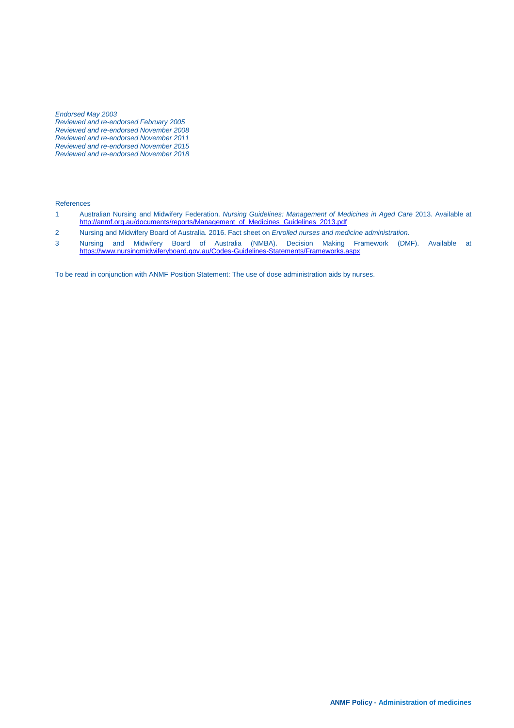*Endorsed May 2003*
*Reviewed and re-endorsed February 2005*
*Reviewed and re-endorsed November 2008*
*Reviewed and re-endorsed November 2011*
*Reviewed and re-endorsed November 2015*
*Reviewed and re-endorsed November 2018*

References

1. Australian Nursing and Midwifery Federation. *Nursing Guidelines: Management of Medicines in Aged Care* 2013. Available at http://anmf.org.au/documents/reports/Management_of_Medicines_Guidelines_2013.pdf
2. Nursing and Midwifery Board of Australia. 2016. Fact sheet on *Enrolled nurses and medicine administration*.
3. Nursing and Midwifery Board of Australia (NMBA). Decision Making Framework (DMF). Available at https://www.nursingmidwiferyboard.gov.au/Codes-Guidelines-Statements/Frameworks.aspx

To be read in conjunction with ANMF Position Statement: The use of dose administration aids by nurses.